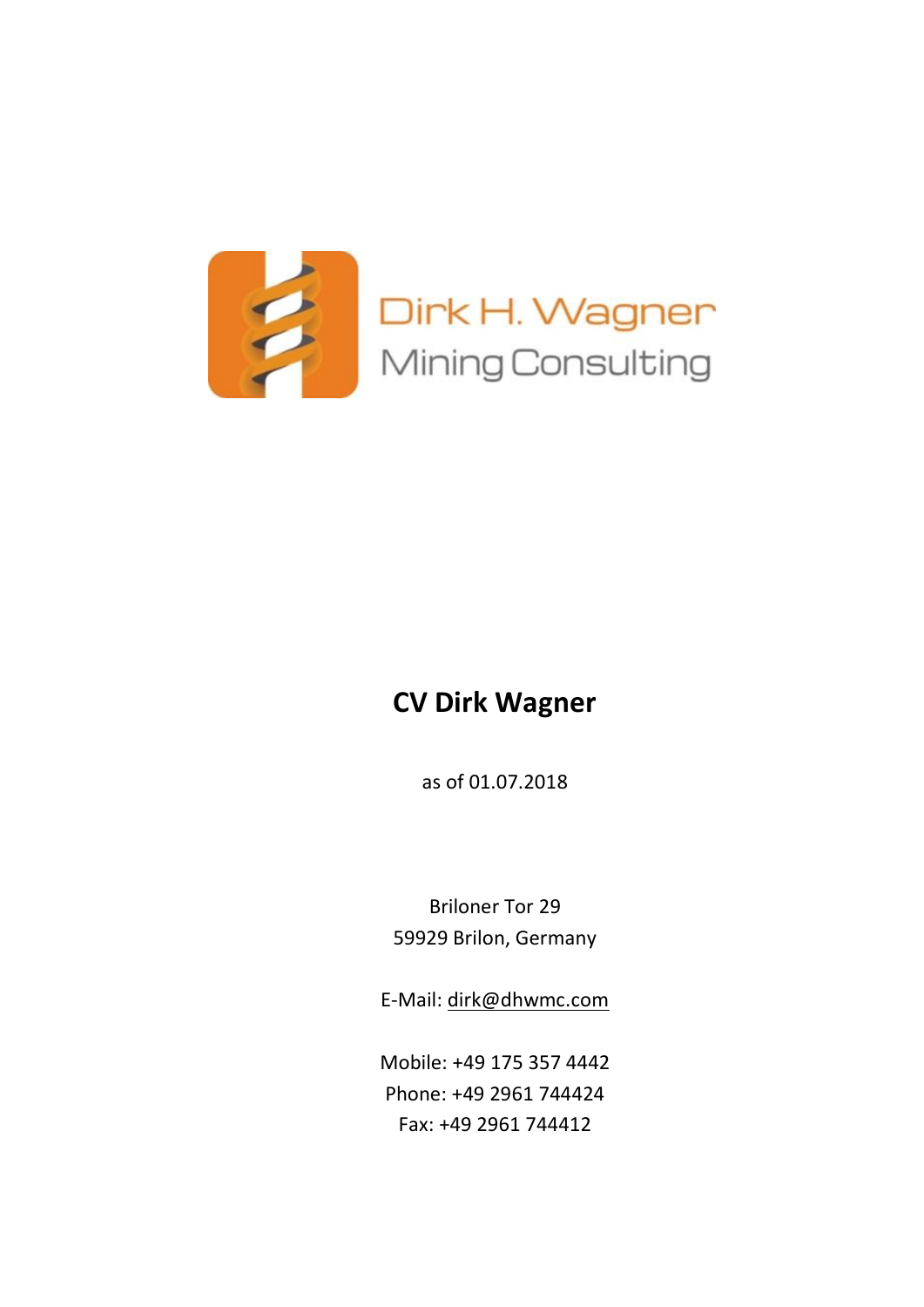Dirk H. Wagner
Mining Consulting

# CV Dirk Wagner

as of 01.07.2018

Briloner Tor 29
59929 Brilon, Germany

E-Mail: dirk@dhwmc.com

Mobile: +49 175 357 4442
Phone: +49 2961 744424
Fax: +49 2961 744412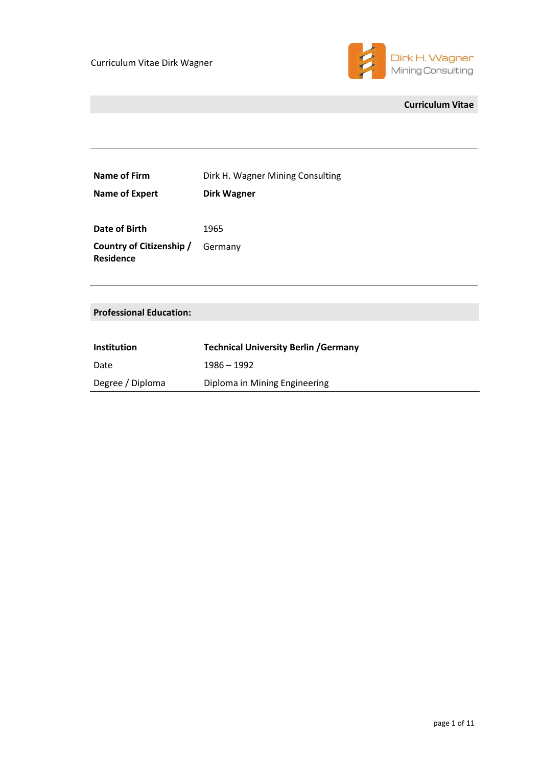## Curriculum Vitae

| | |
|---|---|
| **Name of Firm** | Dirk H. Wagner Mining Consulting |
| **Name of Expert** | **Dirk Wagner** |
| **Date of Birth** | 1965 |
| **Country of Citizenship / Residence** | Germany |

## Professional Education:

| | |
|---|---|
| **Institution** | **Technical University Berlin /Germany** |
| Date | 1986 – 1992 |
| Degree / Diploma | Diploma in Mining Engineering |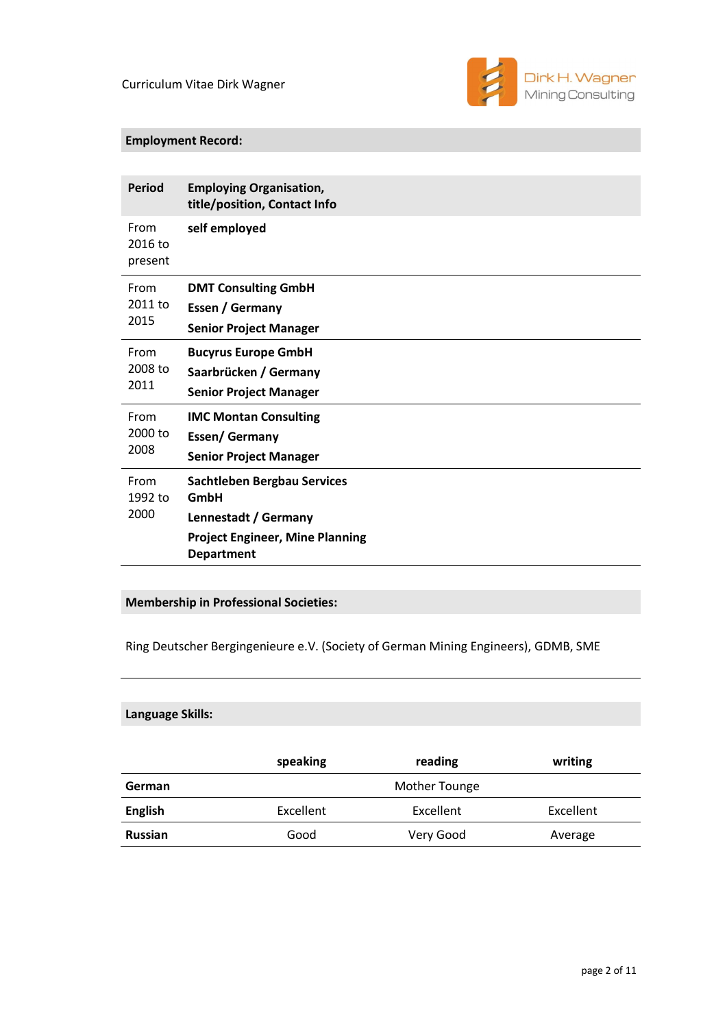## Employment Record:

| Period | Employing Organisation, title/position, Contact Info |
|---|---|
| From 2016 to present | **self employed** |
| From 2011 to 2015 | **DMT Consulting GmbH**<br>**Essen / Germany**<br>**Senior Project Manager** |
| From 2008 to 2011 | **Bucyrus Europe GmbH**<br>**Saarbrücken / Germany**<br>**Senior Project Manager** |
| From 2000 to 2008 | **IMC Montan Consulting**<br>**Essen/ Germany**<br>**Senior Project Manager** |
| From 1992 to 2000 | **Sachtleben Bergbau Services GmbH**<br>**Lennestadt / Germany**<br>**Project Engineer, Mine Planning Department** |

## Membership in Professional Societies:

Ring Deutscher Bergingenieure e.V. (Society of German Mining Engineers), GDMB, SME

## Language Skills:

| | speaking | reading | writing |
|---|---|---|---|
| **German** | | Mother Tounge | |
| **English** | Excellent | Excellent | Excellent |
| **Russian** | Good | Very Good | Average |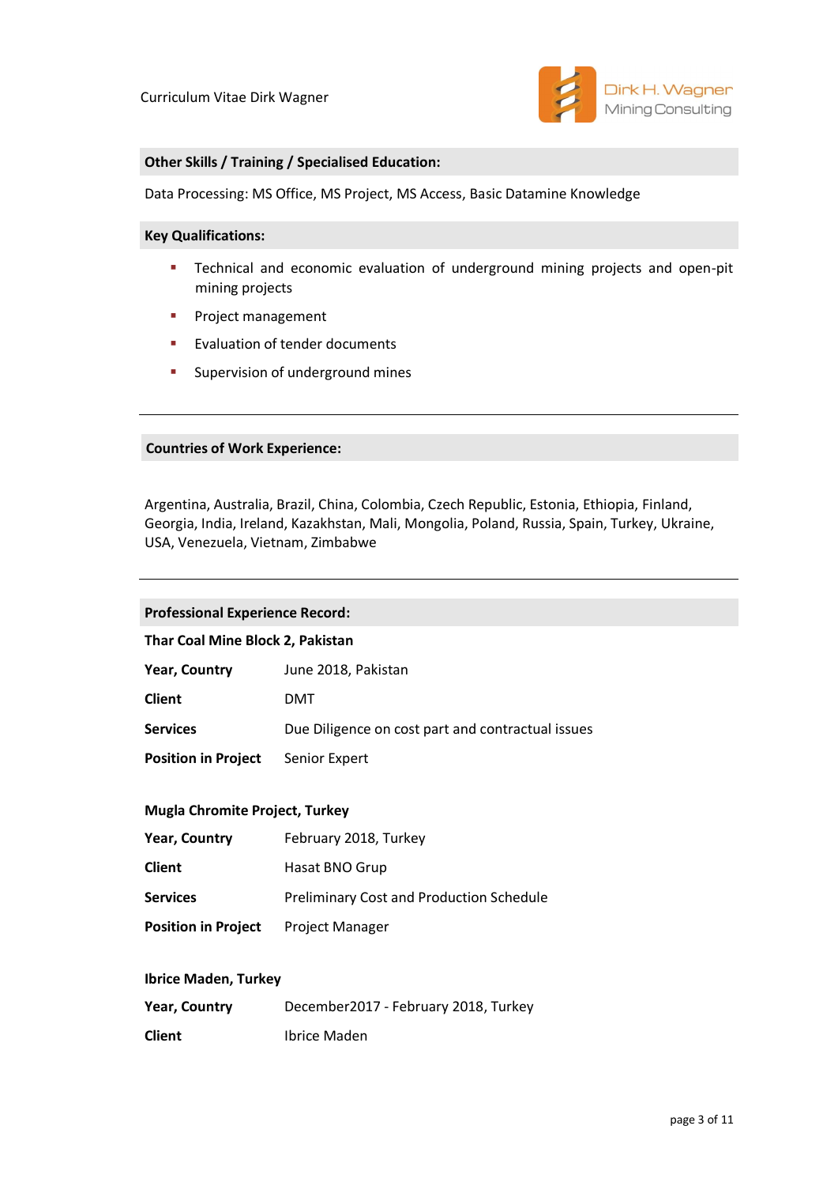## Other Skills / Training / Specialised Education:

Data Processing: MS Office, MS Project, MS Access, Basic Datamine Knowledge

## Key Qualifications:

- Technical and economic evaluation of underground mining projects and open-pit mining projects
- Project management
- Evaluation of tender documents
- Supervision of underground mines

---

## Countries of Work Experience:

Argentina, Australia, Brazil, China, Colombia, Czech Republic, Estonia, Ethiopia, Finland, Georgia, India, Ireland, Kazakhstan, Mali, Mongolia, Poland, Russia, Spain, Turkey, Ukraine, USA, Venezuela, Vietnam, Zimbabwe

---

## Professional Experience Record:

**Thar Coal Mine Block 2, Pakistan**

| | |
|---|---|
| **Year, Country** | June 2018, Pakistan |
| **Client** | DMT |
| **Services** | Due Diligence on cost part and contractual issues |
| **Position in Project** | Senior Expert |

**Mugla Chromite Project, Turkey**

| | |
|---|---|
| **Year, Country** | February 2018, Turkey |
| **Client** | Hasat BNO Grup |
| **Services** | Preliminary Cost and Production Schedule |
| **Position in Project** | Project Manager |

**Ibrice Maden, Turkey**

| | |
|---|---|
| **Year, Country** | December2017 - February 2018, Turkey |
| **Client** | Ibrice Maden |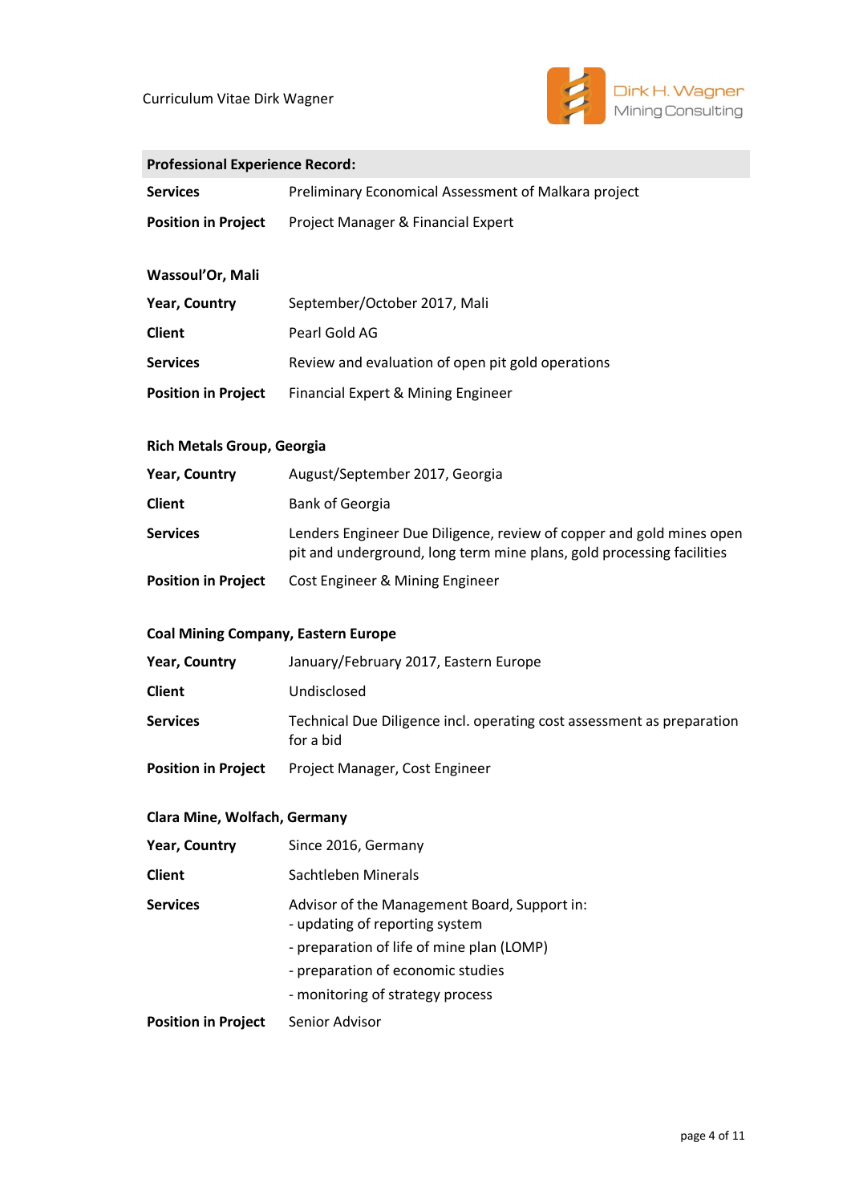## Professional Experience Record:

| | |
|---|---|
| **Services** | Preliminary Economical Assessment of Malkara project |
| **Position in Project** | Project Manager & Financial Expert |

**Wassoul'Or, Mali**

| | |
|---|---|
| **Year, Country** | September/October 2017, Mali |
| **Client** | Pearl Gold AG |
| **Services** | Review and evaluation of open pit gold operations |
| **Position in Project** | Financial Expert & Mining Engineer |

**Rich Metals Group, Georgia**

| | |
|---|---|
| **Year, Country** | August/September 2017, Georgia |
| **Client** | Bank of Georgia |
| **Services** | Lenders Engineer Due Diligence, review of copper and gold mines open pit and underground, long term mine plans, gold processing facilities |
| **Position in Project** | Cost Engineer & Mining Engineer |

**Coal Mining Company, Eastern Europe**

| | |
|---|---|
| **Year, Country** | January/February 2017, Eastern Europe |
| **Client** | Undisclosed |
| **Services** | Technical Due Diligence incl. operating cost assessment as preparation for a bid |
| **Position in Project** | Project Manager, Cost Engineer |

**Clara Mine, Wolfach, Germany**

| | |
|---|---|
| **Year, Country** | Since 2016, Germany |
| **Client** | Sachtleben Minerals |
| **Services** | Advisor of the Management Board, Support in:<br>- updating of reporting system<br>- preparation of life of mine plan (LOMP)<br>- preparation of economic studies<br>- monitoring of strategy process |
| **Position in Project** | Senior Advisor |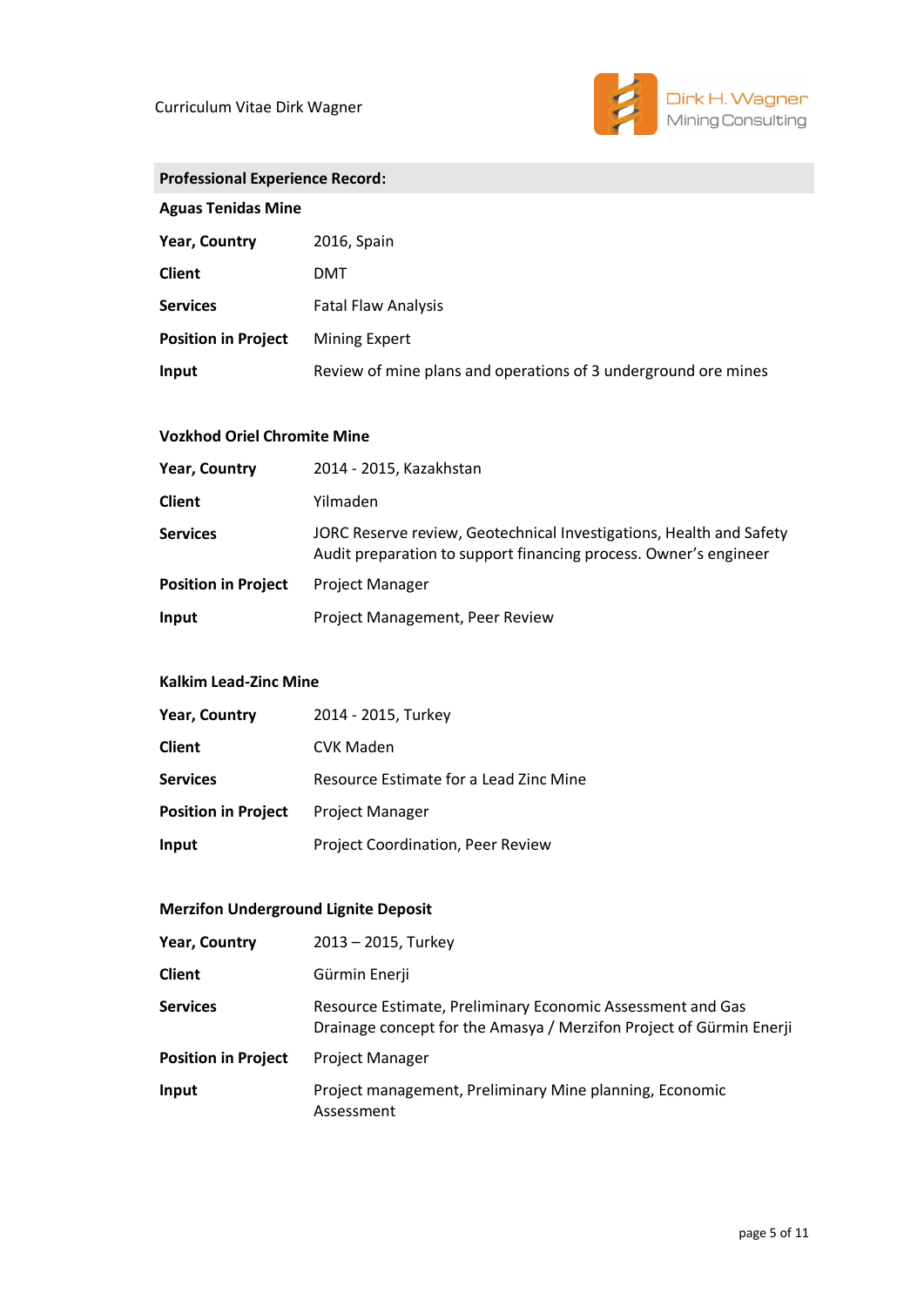## Professional Experience Record:

### Aguas Tenidas Mine

| | |
|---|---|
| **Year, Country** | 2016, Spain |
| **Client** | DMT |
| **Services** | Fatal Flaw Analysis |
| **Position in Project** | Mining Expert |
| **Input** | Review of mine plans and operations of 3 underground ore mines |

### Vozkhod Oriel Chromite Mine

| | |
|---|---|
| **Year, Country** | 2014 - 2015, Kazakhstan |
| **Client** | Yilmaden |
| **Services** | JORC Reserve review, Geotechnical Investigations, Health and Safety Audit preparation to support financing process. Owner's engineer |
| **Position in Project** | Project Manager |
| **Input** | Project Management, Peer Review |

### Kalkim Lead-Zinc Mine

| | |
|---|---|
| **Year, Country** | 2014 - 2015, Turkey |
| **Client** | CVK Maden |
| **Services** | Resource Estimate for a Lead Zinc Mine |
| **Position in Project** | Project Manager |
| **Input** | Project Coordination, Peer Review |

### Merzifon Underground Lignite Deposit

| | |
|---|---|
| **Year, Country** | 2013 – 2015, Turkey |
| **Client** | Gürmin Enerji |
| **Services** | Resource Estimate, Preliminary Economic Assessment and Gas Drainage concept for the Amasya / Merzifon Project of Gürmin Enerji |
| **Position in Project** | Project Manager |
| **Input** | Project management, Preliminary Mine planning, Economic Assessment |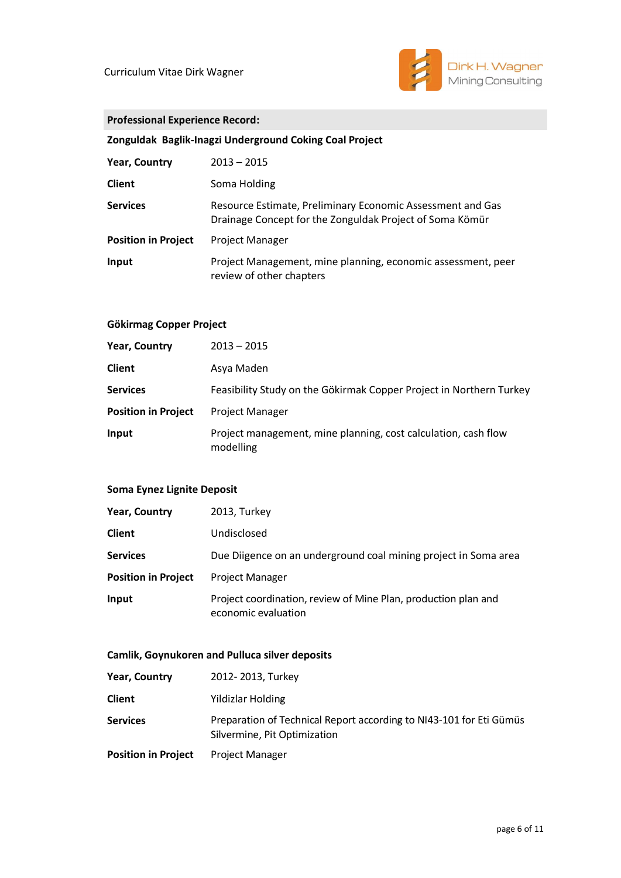## Professional Experience Record:

### Zonguldak  Baglik-Inagzi Underground Coking Coal Project

| | |
|---|---|
| **Year, Country** | 2013 – 2015 |
| **Client** | Soma Holding |
| **Services** | Resource Estimate, Preliminary Economic Assessment and Gas Drainage Concept for the Zonguldak Project of Soma Kömür |
| **Position in Project** | Project Manager |
| **Input** | Project Management, mine planning, economic assessment, peer review of other chapters |

### Gökirmag Copper Project

| | |
|---|---|
| **Year, Country** | 2013 – 2015 |
| **Client** | Asya Maden |
| **Services** | Feasibility Study on the Gökirmak Copper Project in Northern Turkey |
| **Position in Project** | Project Manager |
| **Input** | Project management, mine planning, cost calculation, cash flow modelling |

### Soma Eynez Lignite Deposit

| | |
|---|---|
| **Year, Country** | 2013, Turkey |
| **Client** | Undisclosed |
| **Services** | Due Diigence on an underground coal mining project in Soma area |
| **Position in Project** | Project Manager |
| **Input** | Project coordination, review of Mine Plan, production plan and economic evaluation |

### Camlik, Goynukoren and Pulluca silver deposits

| | |
|---|---|
| **Year, Country** | 2012- 2013, Turkey |
| **Client** | Yildizlar Holding |
| **Services** | Preparation of Technical Report according to NI43-101 for Eti Gümüs Silvermine, Pit Optimization |
| **Position in Project** | Project Manager |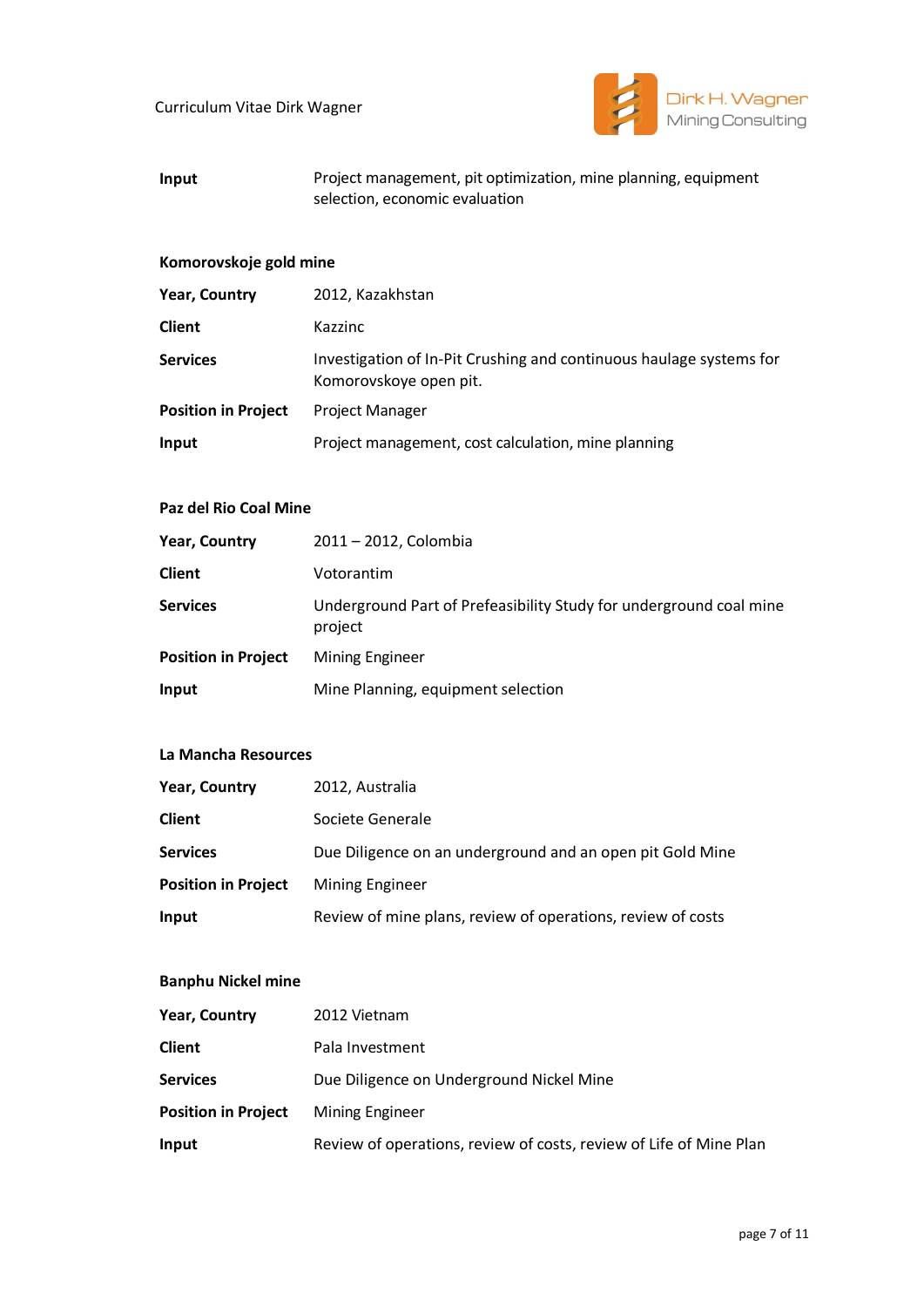| | |
|---|---|
| **Input** | Project management, pit optimization, mine planning, equipment selection, economic evaluation |

**Komorovskoje gold mine**

| | |
|---|---|
| **Year, Country** | 2012, Kazakhstan |
| **Client** | Kazzinc |
| **Services** | Investigation of In-Pit Crushing and continuous haulage systems for Komorovskoye open pit. |
| **Position in Project** | Project Manager |
| **Input** | Project management, cost calculation, mine planning |

**Paz del Rio Coal Mine**

| | |
|---|---|
| **Year, Country** | 2011 – 2012, Colombia |
| **Client** | Votorantim |
| **Services** | Underground Part of Prefeasibility Study for underground coal mine project |
| **Position in Project** | Mining Engineer |
| **Input** | Mine Planning, equipment selection |

**La Mancha Resources**

| | |
|---|---|
| **Year, Country** | 2012, Australia |
| **Client** | Societe Generale |
| **Services** | Due Diligence on an underground and an open pit Gold Mine |
| **Position in Project** | Mining Engineer |
| **Input** | Review of mine plans, review of operations, review of costs |

**Banphu Nickel mine**

| | |
|---|---|
| **Year, Country** | 2012 Vietnam |
| **Client** | Pala Investment |
| **Services** | Due Diligence on Underground Nickel Mine |
| **Position in Project** | Mining Engineer |
| **Input** | Review of operations, review of costs, review of Life of Mine Plan |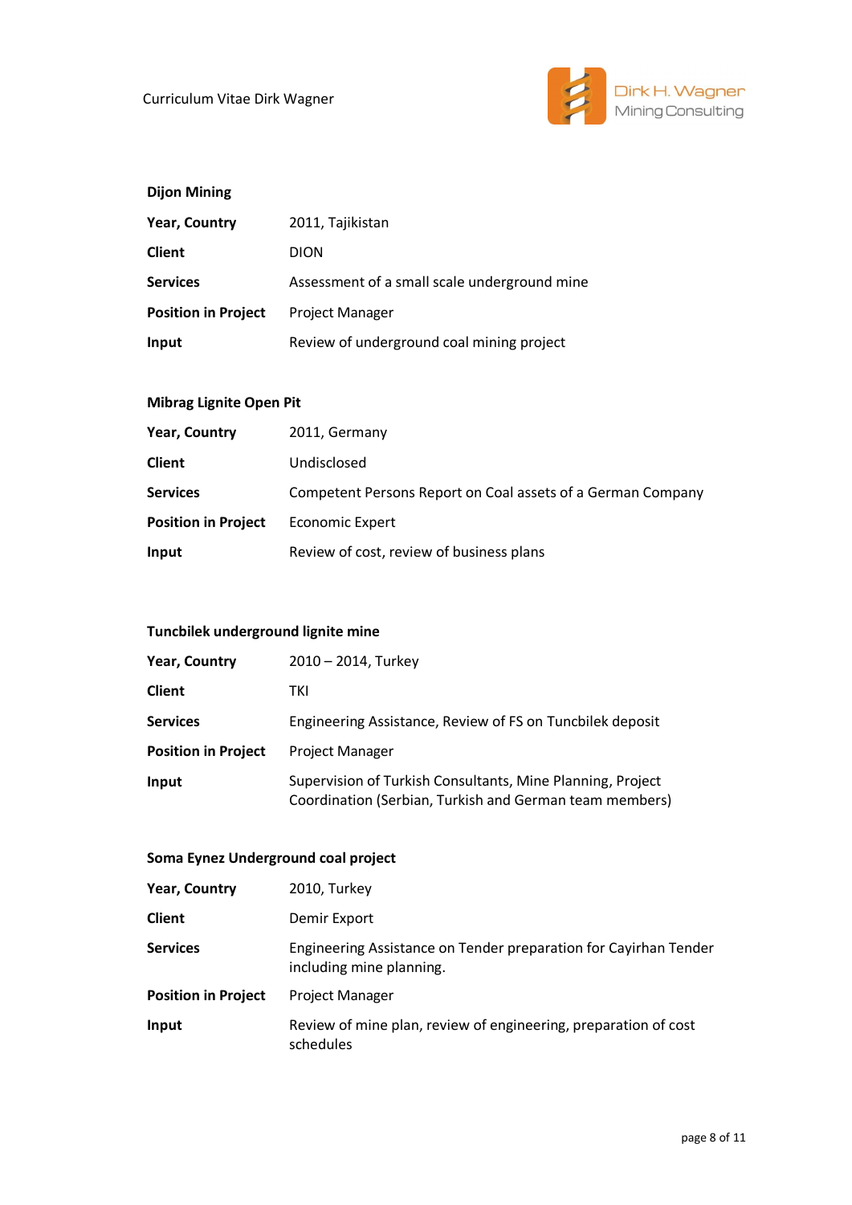**Dijon Mining**

| | |
|---|---|
| **Year, Country** | 2011, Tajikistan |
| **Client** | DION |
| **Services** | Assessment of a small scale underground mine |
| **Position in Project** | Project Manager |
| **Input** | Review of underground coal mining project |

**Mibrag Lignite Open Pit**

| | |
|---|---|
| **Year, Country** | 2011, Germany |
| **Client** | Undisclosed |
| **Services** | Competent Persons Report on Coal assets of a German Company |
| **Position in Project** | Economic Expert |
| **Input** | Review of cost, review of business plans |

**Tuncbilek underground lignite mine**

| | |
|---|---|
| **Year, Country** | 2010 – 2014, Turkey |
| **Client** | TKI |
| **Services** | Engineering Assistance, Review of FS on Tuncbilek deposit |
| **Position in Project** | Project Manager |
| **Input** | Supervision of Turkish Consultants, Mine Planning, Project Coordination (Serbian, Turkish and German team members) |

**Soma Eynez Underground coal project**

| | |
|---|---|
| **Year, Country** | 2010, Turkey |
| **Client** | Demir Export |
| **Services** | Engineering Assistance on Tender preparation for Cayirhan Tender including mine planning. |
| **Position in Project** | Project Manager |
| **Input** | Review of mine plan, review of engineering, preparation of cost schedules |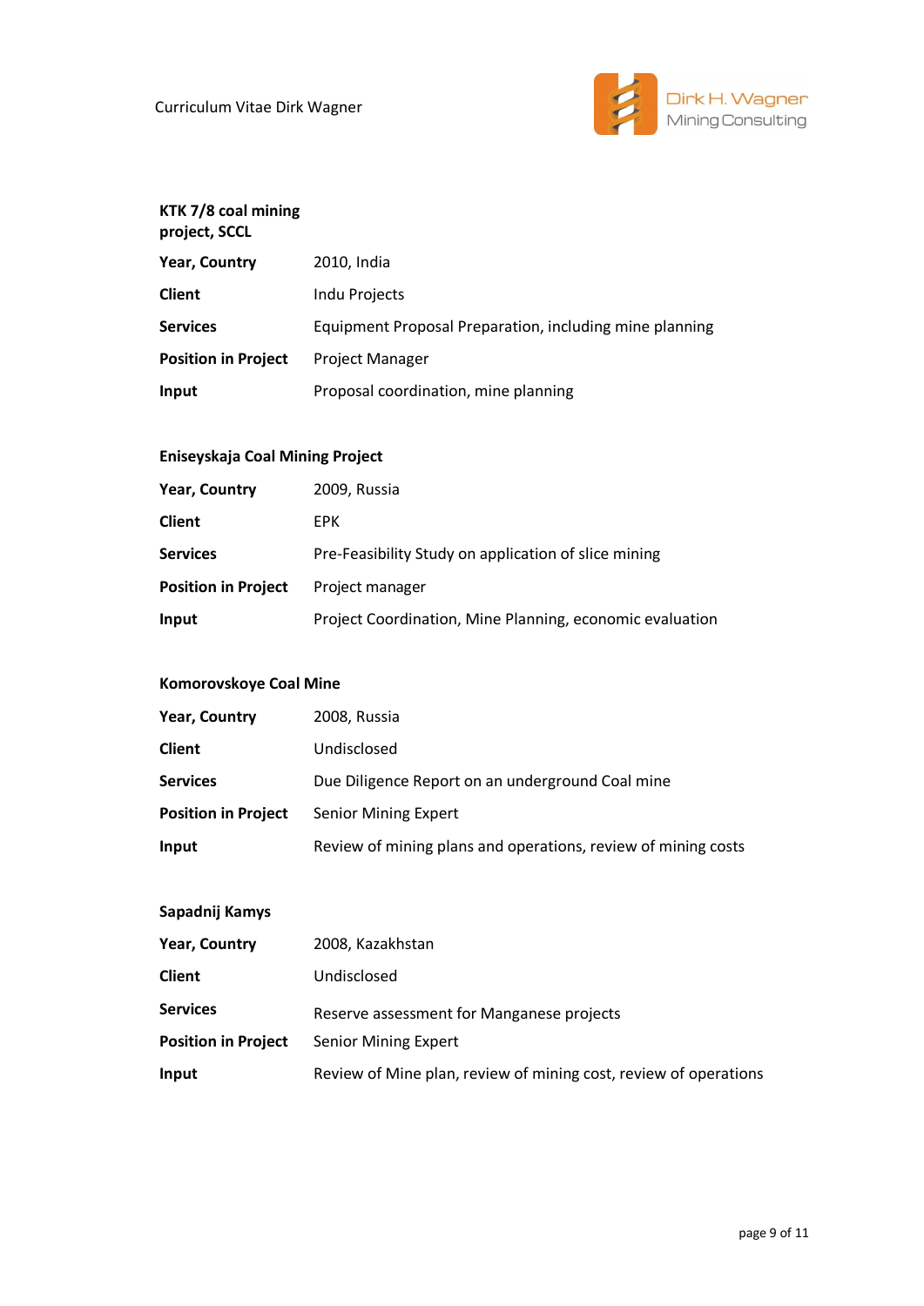**KTK 7/8 coal mining project, SCCL**

| | |
|---|---|
| **Year, Country** | 2010, India |
| **Client** | Indu Projects |
| **Services** | Equipment Proposal Preparation, including mine planning |
| **Position in Project** | Project Manager |
| **Input** | Proposal coordination, mine planning |

**Eniseyskaja Coal Mining Project**

| | |
|---|---|
| **Year, Country** | 2009, Russia |
| **Client** | EPK |
| **Services** | Pre-Feasibility Study on application of slice mining |
| **Position in Project** | Project manager |
| **Input** | Project Coordination, Mine Planning, economic evaluation |

**Komorovskoye Coal Mine**

| | |
|---|---|
| **Year, Country** | 2008, Russia |
| **Client** | Undisclosed |
| **Services** | Due Diligence Report on an underground Coal mine |
| **Position in Project** | Senior Mining Expert |
| **Input** | Review of mining plans and operations, review of mining costs |

**Sapadnij Kamys**

| | |
|---|---|
| **Year, Country** | 2008, Kazakhstan |
| **Client** | Undisclosed |
| **Services** | Reserve assessment for Manganese projects |
| **Position in Project** | Senior Mining Expert |
| **Input** | Review of Mine plan, review of mining cost, review of operations |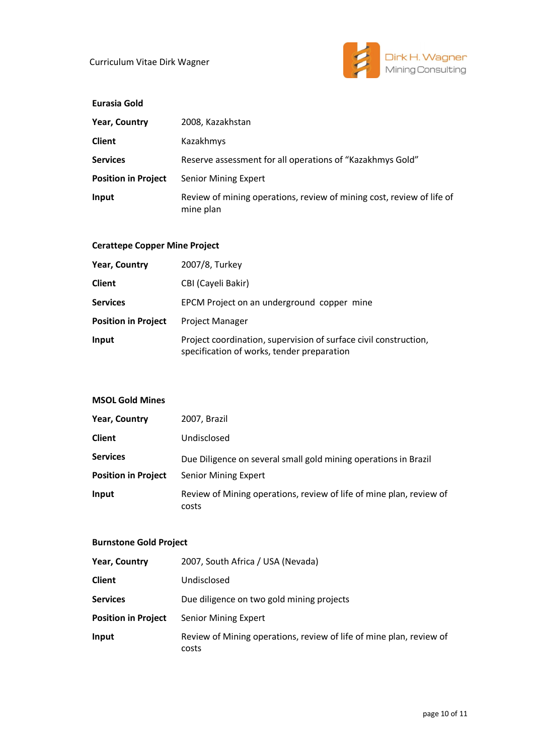**Eurasia Gold**

| | |
|---|---|
| **Year, Country** | 2008, Kazakhstan |
| **Client** | Kazakhmys |
| **Services** | Reserve assessment for all operations of "Kazakhmys Gold" |
| **Position in Project** | Senior Mining Expert |
| **Input** | Review of mining operations, review of mining cost, review of life of mine plan |

**Cerattepe Copper Mine Project**

| | |
|---|---|
| **Year, Country** | 2007/8, Turkey |
| **Client** | CBI (Cayeli Bakir) |
| **Services** | EPCM Project on an underground copper mine |
| **Position in Project** | Project Manager |
| **Input** | Project coordination, supervision of surface civil construction, specification of works, tender preparation |

**MSOL Gold Mines**

| | |
|---|---|
| **Year, Country** | 2007, Brazil |
| **Client** | Undisclosed |
| **Services** | Due Diligence on several small gold mining operations in Brazil |
| **Position in Project** | Senior Mining Expert |
| **Input** | Review of Mining operations, review of life of mine plan, review of costs |

**Burnstone Gold Project**

| | |
|---|---|
| **Year, Country** | 2007, South Africa / USA (Nevada) |
| **Client** | Undisclosed |
| **Services** | Due diligence on two gold mining projects |
| **Position in Project** | Senior Mining Expert |
| **Input** | Review of Mining operations, review of life of mine plan, review of costs |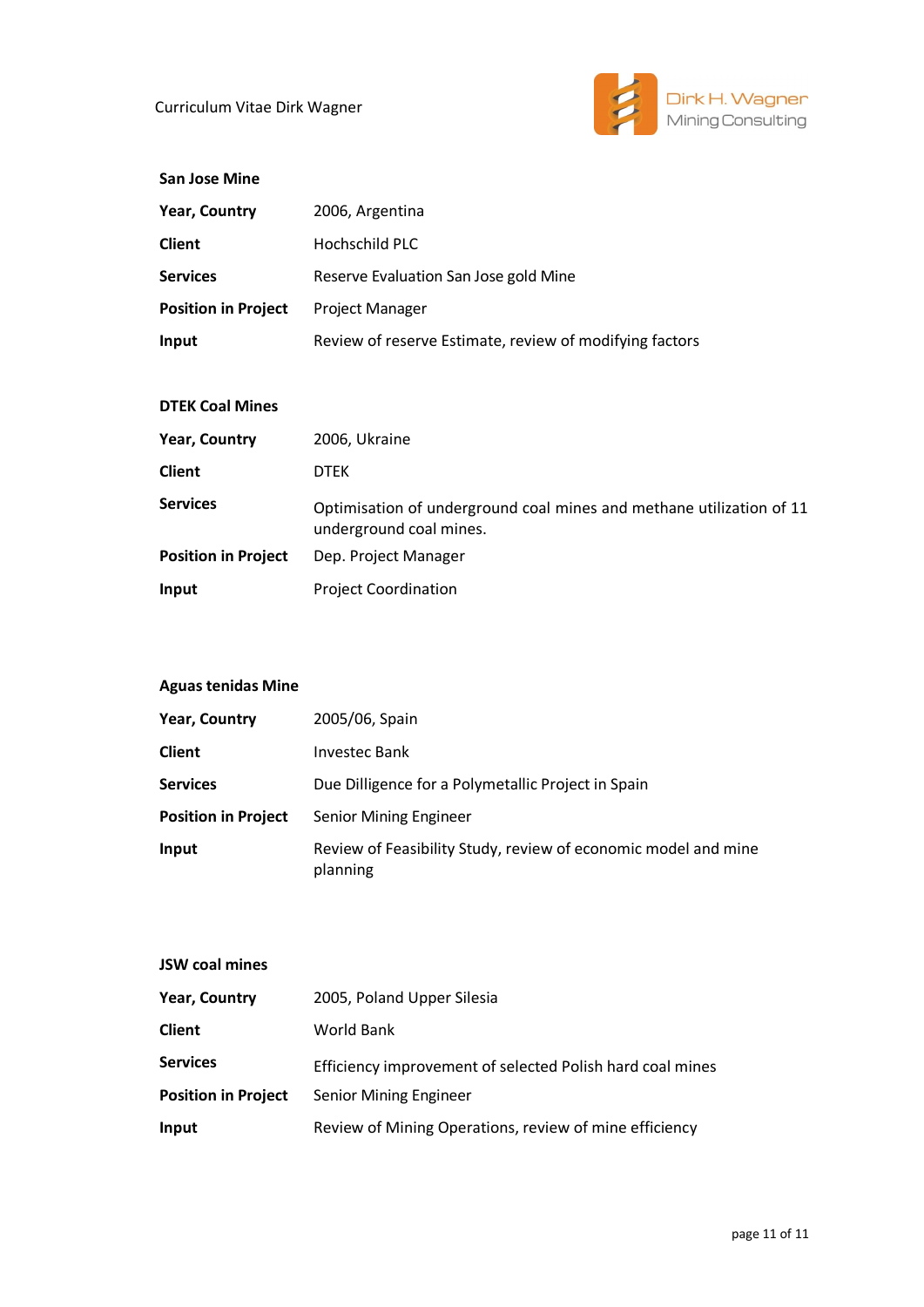**San Jose Mine**

| | |
|---|---|
| **Year, Country** | 2006, Argentina |
| **Client** | Hochschild PLC |
| **Services** | Reserve Evaluation San Jose gold Mine |
| **Position in Project** | Project Manager |
| **Input** | Review of reserve Estimate, review of modifying factors |

**DTEK Coal Mines**

| | |
|---|---|
| **Year, Country** | 2006, Ukraine |
| **Client** | DTEK |
| **Services** | Optimisation of underground coal mines and methane utilization of 11 underground coal mines. |
| **Position in Project** | Dep. Project Manager |
| **Input** | Project Coordination |

**Aguas tenidas Mine**

| | |
|---|---|
| **Year, Country** | 2005/06, Spain |
| **Client** | Investec Bank |
| **Services** | Due Dilligence for a Polymetallic Project in Spain |
| **Position in Project** | Senior Mining Engineer |
| **Input** | Review of Feasibility Study, review of economic model and mine planning |

**JSW coal mines**

| | |
|---|---|
| **Year, Country** | 2005, Poland Upper Silesia |
| **Client** | World Bank |
| **Services** | Efficiency improvement of selected Polish hard coal mines |
| **Position in Project** | Senior Mining Engineer |
| **Input** | Review of Mining Operations, review of mine efficiency |